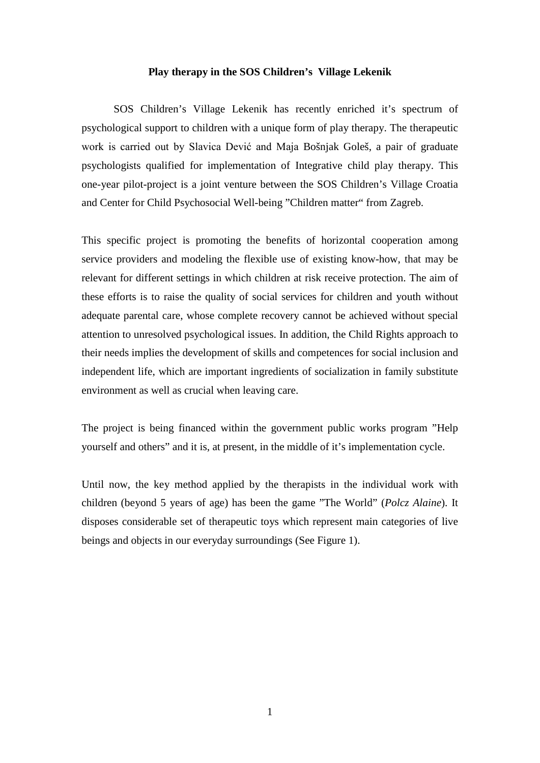**Play therapy in the SOS Children's Village Lekenik**

SOS Children's Village Lekenik has recently enriched it's spectrum of psychological support to children with a unique form of play therapy. The therapeutic work is carried out by Slavica Dević and Maja Bošnjak Goleš, a pair of graduate psychologists qualified for implementation of Integrative child play therapy. This one-year pilot-project is a joint venture between the SOS Children's Village Croatia and Center for Child Psychosocial Well-being "Children matter" from Zagreb.

This specific project is promoting the benefits of horizontal cooperation among service providers and modeling the flexible use of existing know-how, that may be relevant for different settings in which children at risk receive protection. The aim of these efforts is to raise the quality of social services for children and youth without adequate parental care, whose complete recovery cannot be achieved without special attention to unresolved psychological issues. In addition, the Child Rights approach to their needs implies the development of skills and competences for social inclusion and independent life, which are important ingredients of socialization in family substitute environment as well as crucial when leaving care.

The project is being financed within the government public works program "Help yourself and others" and it is, at present, in the middle of it's implementation cycle.

Until now, the key method applied by the therapists in the individual work with children (beyond 5 years of age) has been the game "The World" (*Polcz Alaine*). It disposes considerable set of therapeutic toys which represent main categories of live beings and objects in our everyday surroundings (See Figure 1).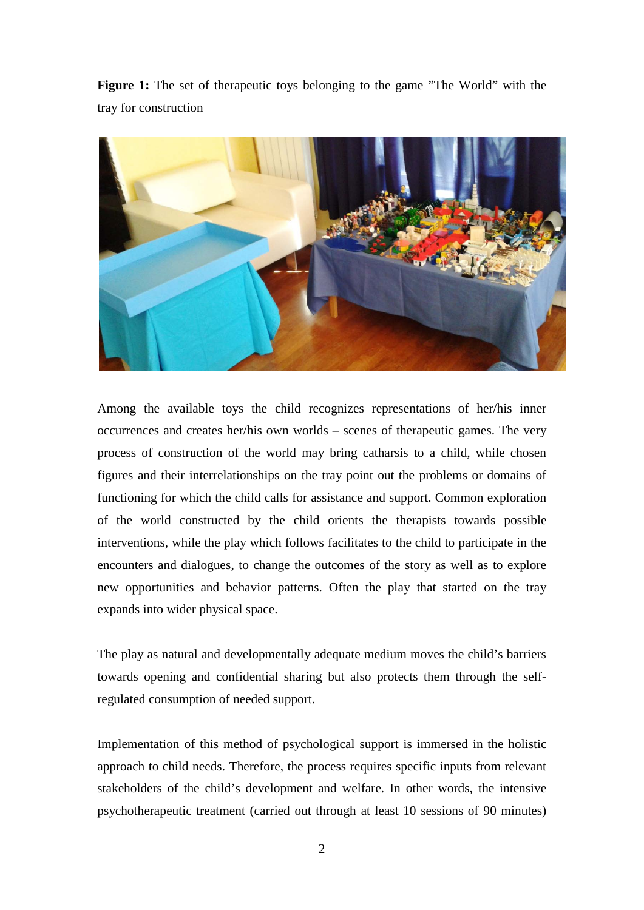**Figure 1:** The set of therapeutic toys belonging to the game "The World" with the tray for construction

Among the available toys the child recognizes representations of her/his inner occurrences and creates her/his own worlds – scenes of therapeutic games. The very process of construction of the world may bring catharsis to a child, while chosen figures and their interrelationships on the tray point out the problems or domains of functioning for which the child calls for assistance and support. Common exploration of the world constructed by the child orients the therapists towards possible interventions, while the play which follows facilitates to the child to participate in the encounters and dialogues, to change the outcomes of the story as well as to explore new opportunities and behavior patterns. Often the play that started on the tray expands into wider physical space.

The play as natural and developmentally adequate medium moves the child's barriers towards opening and confidential sharing but also protects them through the self-regulated consumption of needed support.

Implementation of this method of psychological support is immersed in the holistic approach to child needs. Therefore, the process requires specific inputs from relevant stakeholders of the child's development and welfare. In other words, the intensive psychotherapeutic treatment (carried out through at least 10 sessions of 90 minutes)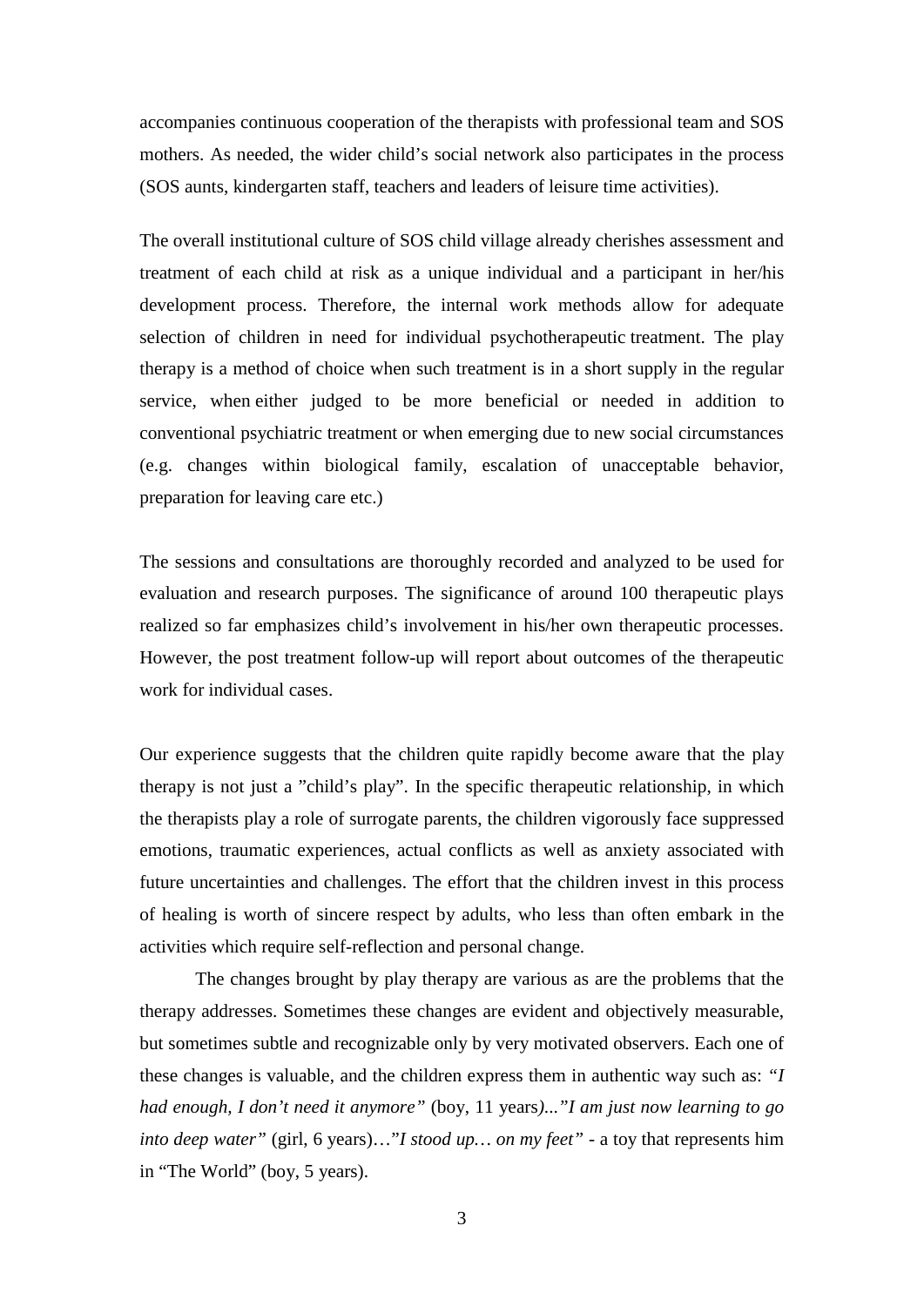accompanies continuous cooperation of the therapists with professional team and SOS mothers. As needed, the wider child's social network also participates in the process (SOS aunts, kindergarten staff, teachers and leaders of leisure time activities).

The overall institutional culture of SOS child village already cherishes assessment and treatment of each child at risk as a unique individual and a participant in her/his development process. Therefore, the internal work methods allow for adequate selection of children in need for individual psychotherapeutic treatment. The play therapy is a method of choice when such treatment is in a short supply in the regular service, when either judged to be more beneficial or needed in addition to conventional psychiatric treatment or when emerging due to new social circumstances (e.g. changes within biological family, escalation of unacceptable behavior, preparation for leaving care etc.)

The sessions and consultations are thoroughly recorded and analyzed to be used for evaluation and research purposes. The significance of around 100 therapeutic plays realized so far emphasizes child's involvement in his/her own therapeutic processes. However, the post treatment follow-up will report about outcomes of the therapeutic work for individual cases.

Our experience suggests that the children quite rapidly become aware that the play therapy is not just a "child's play". In the specific therapeutic relationship, in which the therapists play a role of surrogate parents, the children vigorously face suppressed emotions, traumatic experiences, actual conflicts as well as anxiety associated with future uncertainties and challenges. The effort that the children invest in this process of healing is worth of sincere respect by adults, who less than often embark in the activities which require self-reflection and personal change.

The changes brought by play therapy are various as are the problems that the therapy addresses. Sometimes these changes are evident and objectively measurable, but sometimes subtle and recognizable only by very motivated observers. Each one of these changes is valuable, and the children express them in authentic way such as: *"I had enough, I don't need it anymore"* (boy, 11 years)...*"I am just now learning to go into deep water"* (girl, 6 years)…"*I stood up… on my feet"* - a toy that represents him in "The World" (boy, 5 years).